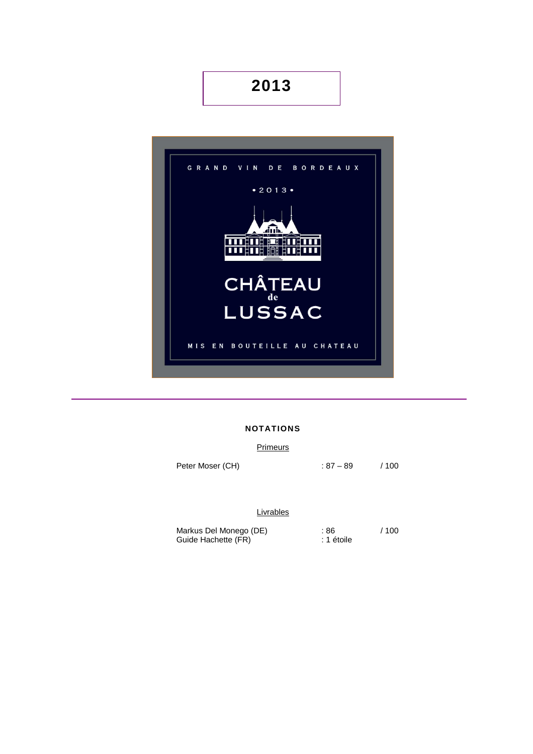# 2013

GRAND VIN DE BORDEAUX

•2013•

CHÂTEAU de LUSSAC

MIS EN BOUTEILLE AU CHATEAU

---

## NOTATIONS

Primeurs

| | | |
|---|---|---|
| Peter Moser (CH) | : 87 – 89 | / 100 |

Livrables

| | | |
|---|---|---|
| Markus Del Monego (DE) | : 86 | / 100 |
| Guide Hachette (FR) | : 1 étoile | |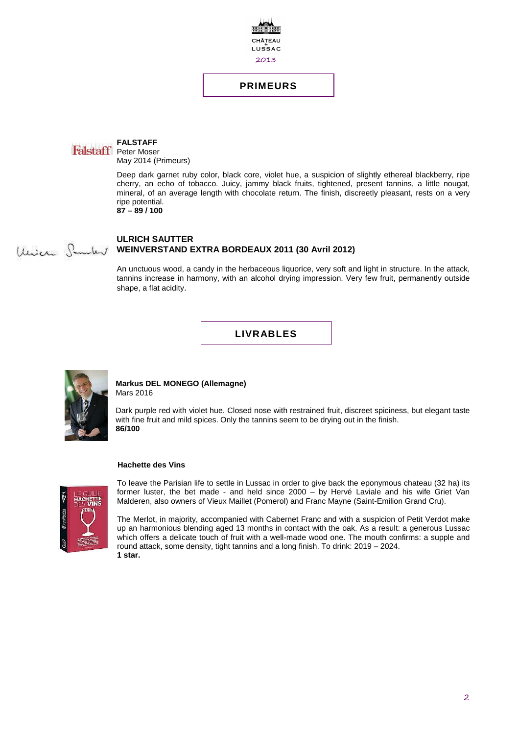CHÂTEAU de LUSSAC

2013

## PRIMEURS

**FALSTAFF**
Peter Moser
May 2014 (Primeurs)

Deep dark garnet ruby color, black core, violet hue, a suspicion of slightly ethereal blackberry, ripe cherry, an echo of tobacco. Juicy, jammy black fruits, tightened, present tannins, a little nougat, mineral, of an average length with chocolate return. The finish, discreetly pleasant, rests on a very ripe potential.
**87 – 89 / 100**

**ULRICH SAUTTER**
**WEINVERSTAND EXTRA BORDEAUX 2011 (30 Avril 2012)**

An unctuous wood, a candy in the herbaceous liquorice, very soft and light in structure. In the attack, tannins increase in harmony, with an alcohol drying impression. Very few fruit, permanently outside shape, a flat acidity.

## LIVRABLES

**Markus DEL MONEGO (Allemagne)**
Mars 2016

Dark purple red with violet hue. Closed nose with restrained fruit, discreet spiciness, but elegant taste with fine fruit and mild spices. Only the tannins seem to be drying out in the finish.
**86/100**

**Hachette des Vins**

To leave the Parisian life to settle in Lussac in order to give back the eponymous chateau (32 ha) its former luster, the bet made - and held since 2000 – by Hervé Laviale and his wife Griet Van Malderen, also owners of Vieux Maillet (Pomerol) and Franc Mayne (Saint-Emilion Grand Cru).

The Merlot, in majority, accompanied with Cabernet Franc and with a suspicion of Petit Verdot make up an harmonious blending aged 13 months in contact with the oak. As a result: a generous Lussac which offers a delicate touch of fruit with a well-made wood one. The mouth confirms: a supple and round attack, some density, tight tannins and a long finish. To drink: 2019 – 2024.
**1 star.**